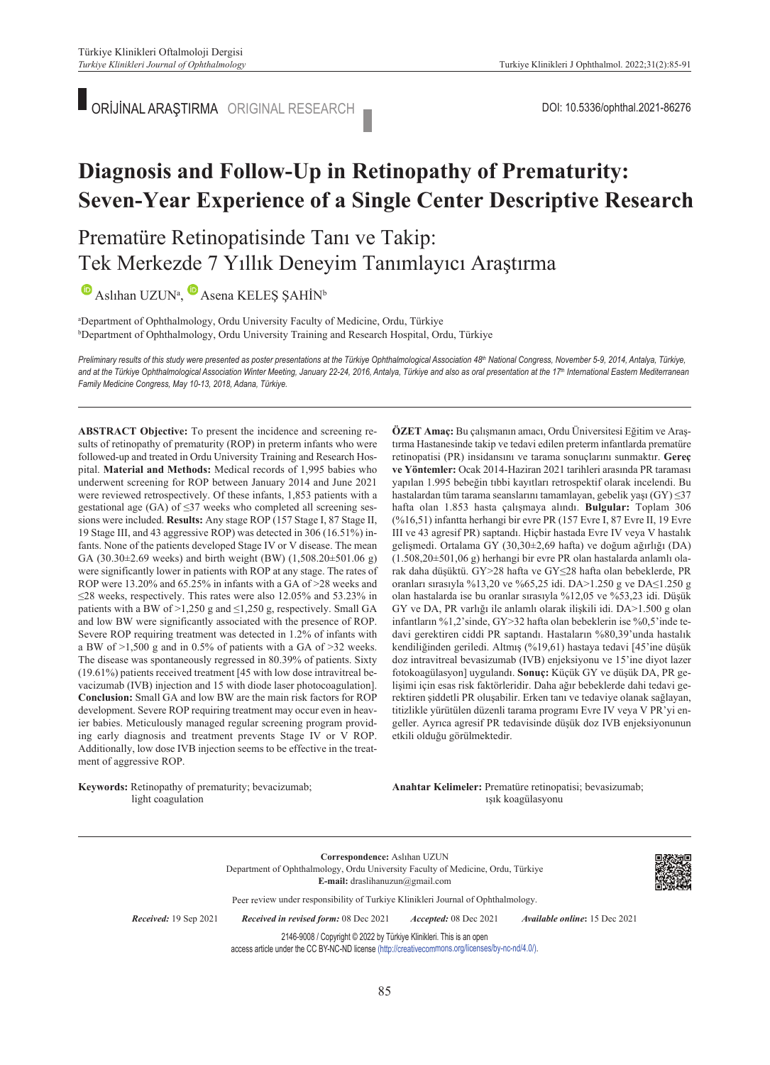ORİJİNAL ARAŞTIRMA ORIGINAL RESEARCH

DOI: 10.5336/ophthal.2021-86276

# Diagnosis and Follow-Up in Retinopathy of Prematurity: Seven-Year Experience of a Single Center Descriptive Research

## Prematüre Retinopatisinde Tanı ve Takip: Tek Merkezde 7 Yıllık Deneyim Tanımlayıcı Araştırma

Aslıhan UZUN[a], Asena KELEŞ ŞAHİN[b]

[a]Department of Ophthalmology, Ordu University Faculty of Medicine, Ordu, Türkiye
[b]Department of Ophthalmology, Ordu University Training and Research Hospital, Ordu, Türkiye

*Preliminary results of this study were presented as poster presentations at the Türkiye Ophthalmological Association 48th National Congress, November 5-9, 2014, Antalya, Türkiye, and at the Türkiye Ophthalmological Association Winter Meeting, January 22-24, 2016, Antalya, Türkiye and also as oral presentation at the 17th International Eastern Mediterranean Family Medicine Congress, May 10-13, 2018, Adana, Türkiye.*

**ABSTRACT Objective:** To present the incidence and screening results of retinopathy of prematurity (ROP) in preterm infants who were followed-up and treated in Ordu University Training and Research Hospital. **Material and Methods:** Medical records of 1,995 babies who underwent screening for ROP between January 2014 and June 2021 were reviewed retrospectively. Of these infants, 1,853 patients with a gestational age (GA) of ≤37 weeks who completed all screening sessions were included. **Results:** Any stage ROP (157 Stage I, 87 Stage II, 19 Stage III, and 43 aggressive ROP) was detected in 306 (16.51%) infants. None of the patients developed Stage IV or V disease. The mean GA (30.30±2.69 weeks) and birth weight (BW) (1,508.20±501.06 g) were significantly lower in patients with ROP at any stage. The rates of ROP were 13.20% and 65.25% in infants with a GA of >28 weeks and ≤28 weeks, respectively. This rates were also 12.05% and 53.23% in patients with a BW of >1,250 g and ≤1,250 g, respectively. Small GA and low BW were significantly associated with the presence of ROP. Severe ROP requiring treatment was detected in 1.2% of infants with a BW of >1,500 g and in 0.5% of patients with a GA of >32 weeks. The disease was spontaneously regressed in 80.39% of patients. Sixty (19.61%) patients received treatment [45 with low dose intravitreal bevacizumab (IVB) injection and 15 with diode laser photocoagulation]. **Conclusion:** Small GA and low BW are the main risk factors for ROP development. Severe ROP requiring treatment may occur even in heavier babies. Meticulously managed regular screening program providing early diagnosis and treatment prevents Stage IV or V ROP. Additionally, low dose IVB injection seems to be effective in the treatment of aggressive ROP.

**Keywords:** Retinopathy of prematurity; bevacizumab; light coagulation

**ÖZET Amaç:** Bu çalışmanın amacı, Ordu Üniversitesi Eğitim ve Araştırma Hastanesinde takip ve tedavi edilen preterm infantlarda prematüre retinopatisi (PR) insidansını ve tarama sonuçlarını sunmaktır. **Gereç ve Yöntemler:** Ocak 2014-Haziran 2021 tarihleri arasında PR taraması yapılan 1.995 bebeğin tıbbi kayıtları retrospektif olarak incelendi. Bu hastalardan tüm tarama seanslarını tamamlayan, gebelik yaşı (GY) ≤37 hafta olan 1.853 hasta çalışmaya alındı. **Bulgular:** Toplam 306 (%16,51) infantta herhangi bir evre PR (157 Evre I, 87 Evre II, 19 Evre III ve 43 agresif PR) saptandı. Hiçbir hastada Evre IV veya V hastalık gelişmedi. Ortalama GY (30,30±2,69 hafta) ve doğum ağırlığı (DA) (1.508,20±501,06 g) herhangi bir evre PR olan hastalarda anlamlı olarak daha düşüktü. GY>28 hafta ve GY≤28 hafta olan bebeklerde, PR oranları sırasıyla %13,20 ve %65,25 idi. DA>1.250 g ve DA≤1.250 g olan hastalarda ise bu oranlar sırasıyla %12,05 ve %53,23 idi. Düşük GY ve DA, PR varlığı ile anlamlı olarak ilişkili idi. DA>1.500 g olan infantların %1,2'sinde, GY>32 hafta olan bebeklerin ise %0,5'inde tedavi gerektiren ciddi PR saptandı. Hastaların %80,39'unda hastalık kendiliğinden geriledi. Altmış (%19,61) hastaya tedavi [45'ine düşük doz intravitreal bevasizumab (IVB) enjeksiyonu ve 15'ine diyot lazer fotokoagülasyon] uygulandı. **Sonuç:** Küçük GY ve düşük DA, PR gelişimi için esas risk faktörleridir. Daha ağır bebeklerde dahi tedavi gerektiren şiddetli PR oluşabilir. Erken tanı ve tedaviye olanak sağlayan, titizlikle yürütülen düzenli tarama programı Evre IV veya V PR'yi engeller. Ayrıca agresif PR tedavisinde düşük doz IVB enjeksiyonunun etkili olduğu görülmektedir.

**Anahtar Kelimeler:** Prematüre retinopatisi; bevasizumab; ışık koagülasyonu

**Correspondence:** Aslıhan UZUN
Department of Ophthalmology, Ordu University Faculty of Medicine, Ordu, Türkiye
**E-mail:** draslihanuzun@gmail.com

Peer review under responsibility of Turkiye Klinikleri Journal of Ophthalmology.

***Received:*** 19 Sep 2021 ***Received in revised form:*** 08 Dec 2021 ***Accepted:*** 08 Dec 2021 ***Available online:*** 15 Dec 2021

2146-9008 / Copyright © 2022 by Türkiye Klinikleri. This is an open access article under the CC BY-NC-ND license (http://creativecommons.org/licenses/by-nc-nd/4.0/).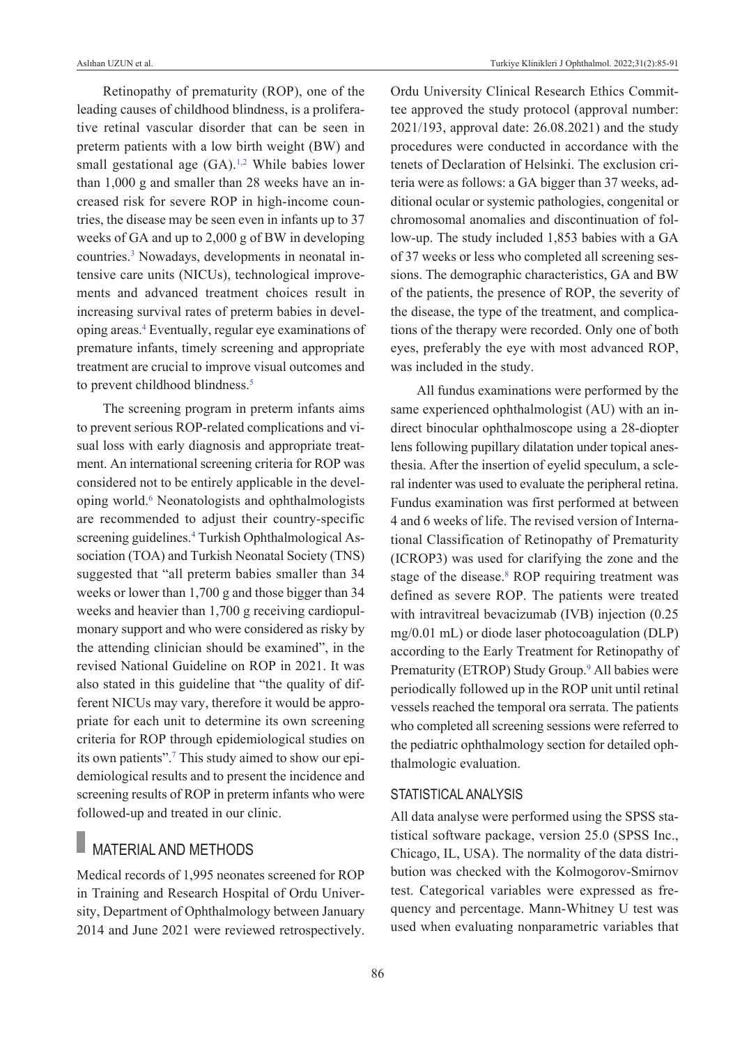Retinopathy of prematurity (ROP), one of the leading causes of childhood blindness, is a proliferative retinal vascular disorder that can be seen in preterm patients with a low birth weight (BW) and small gestational age (GA).[1,2] While babies lower than 1,000 g and smaller than 28 weeks have an increased risk for severe ROP in high-income countries, the disease may be seen even in infants up to 37 weeks of GA and up to 2,000 g of BW in developing countries.[3] Nowadays, developments in neonatal intensive care units (NICUs), technological improvements and advanced treatment choices result in increasing survival rates of preterm babies in developing areas.[4] Eventually, regular eye examinations of premature infants, timely screening and appropriate treatment are crucial to improve visual outcomes and to prevent childhood blindness.[5]

The screening program in preterm infants aims to prevent serious ROP-related complications and visual loss with early diagnosis and appropriate treatment. An international screening criteria for ROP was considered not to be entirely applicable in the developing world.[6] Neonatologists and ophthalmologists are recommended to adjust their country-specific screening guidelines.[4] Turkish Ophthalmological Association (TOA) and Turkish Neonatal Society (TNS) suggested that "all preterm babies smaller than 34 weeks or lower than 1,700 g and those bigger than 34 weeks and heavier than 1,700 g receiving cardiopulmonary support and who were considered as risky by the attending clinician should be examined", in the revised National Guideline on ROP in 2021. It was also stated in this guideline that "the quality of different NICUs may vary, therefore it would be appropriate for each unit to determine its own screening criteria for ROP through epidemiological studies on its own patients".[7] This study aimed to show our epidemiological results and to present the incidence and screening results of ROP in preterm infants who were followed-up and treated in our clinic.

## MATERIAL AND METHODS

Medical records of 1,995 neonates screened for ROP in Training and Research Hospital of Ordu University, Department of Ophthalmology between January 2014 and June 2021 were reviewed retrospectively. Ordu University Clinical Research Ethics Committee approved the study protocol (approval number: 2021/193, approval date: 26.08.2021) and the study procedures were conducted in accordance with the tenets of Declaration of Helsinki. The exclusion criteria were as follows: a GA bigger than 37 weeks, additional ocular or systemic pathologies, congenital or chromosomal anomalies and discontinuation of follow-up. The study included 1,853 babies with a GA of 37 weeks or less who completed all screening sessions. The demographic characteristics, GA and BW of the patients, the presence of ROP, the severity of the disease, the type of the treatment, and complications of the therapy were recorded. Only one of both eyes, preferably the eye with most advanced ROP, was included in the study.

All fundus examinations were performed by the same experienced ophthalmologist (AU) with an indirect binocular ophthalmoscope using a 28-diopter lens following pupillary dilatation under topical anesthesia. After the insertion of eyelid speculum, a scleral indenter was used to evaluate the peripheral retina. Fundus examination was first performed at between 4 and 6 weeks of life. The revised version of International Classification of Retinopathy of Prematurity (ICROP3) was used for clarifying the zone and the stage of the disease.[8] ROP requiring treatment was defined as severe ROP. The patients were treated with intravitreal bevacizumab (IVB) injection (0.25 mg/0.01 mL) or diode laser photocoagulation (DLP) according to the Early Treatment for Retinopathy of Prematurity (ETROP) Study Group.[9] All babies were periodically followed up in the ROP unit until retinal vessels reached the temporal ora serrata. The patients who completed all screening sessions were referred to the pediatric ophthalmology section for detailed ophthalmologic evaluation.

### STATISTICAL ANALYSIS

All data analyse were performed using the SPSS statistical software package, version 25.0 (SPSS Inc., Chicago, IL, USA). The normality of the data distribution was checked with the Kolmogorov-Smirnov test. Categorical variables were expressed as frequency and percentage. Mann-Whitney U test was used when evaluating nonparametric variables that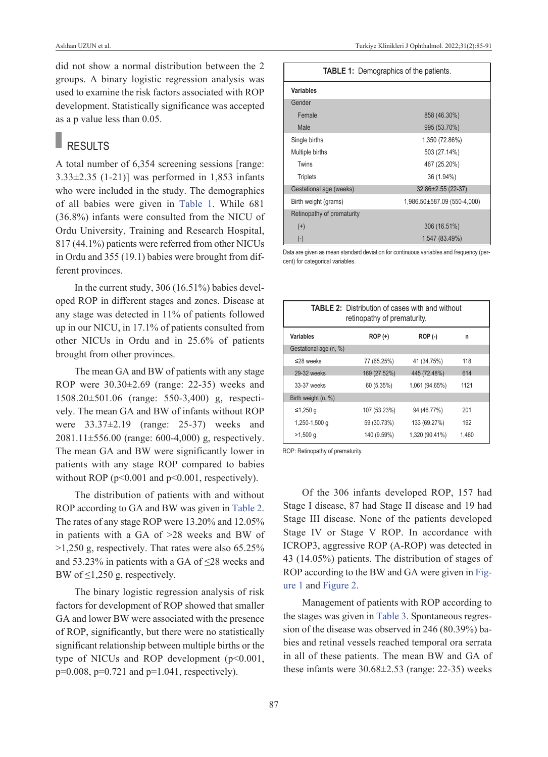did not show a normal distribution between the 2 groups. A binary logistic regression analysis was used to examine the risk factors associated with ROP development. Statistically significance was accepted as a p value less than 0.05.

## RESULTS

A total number of 6,354 screening sessions [range: 3.33±2.35 (1-21)] was performed in 1,853 infants who were included in the study. The demographics of all babies were given in Table 1. While 681 (36.8%) infants were consulted from the NICU of Ordu University, Training and Research Hospital, 817 (44.1%) patients were referred from other NICUs in Ordu and 355 (19.1) babies were brought from different provinces.

In the current study, 306 (16.51%) babies developed ROP in different stages and zones. Disease at any stage was detected in 11% of patients followed up in our NICU, in 17.1% of patients consulted from other NICUs in Ordu and in 25.6% of patients brought from other provinces.

The mean GA and BW of patients with any stage ROP were 30.30±2.69 (range: 22-35) weeks and 1508.20±501.06 (range: 550-3,400) g, respectively. The mean GA and BW of infants without ROP were 33.37±2.19 (range: 25-37) weeks and 2081.11±556.00 (range: 600-4,000) g, respectively. The mean GA and BW were significantly lower in patients with any stage ROP compared to babies without ROP ($p<0.001$ and $p<0.001$, respectively).

The distribution of patients with and without ROP according to GA and BW was given in Table 2. The rates of any stage ROP were 13.20% and 12.05% in patients with a GA of >28 weeks and BW of >1,250 g, respectively. That rates were also 65.25% and 53.23% in patients with a GA of ≤28 weeks and BW of ≤1,250 g, respectively.

The binary logistic regression analysis of risk factors for development of ROP showed that smaller GA and lower BW were associated with the presence of ROP, significantly, but there were no statistically significant relationship between multiple births or the type of NICUs and ROP development ($p<0.001$, $p=0.008$, $p=0.721$ and $p=1.041$, respectively).

**TABLE 1:** Demographics of the patients.

| Variables | |
|---|---|
| Gender | |
| Female | 858 (46.30%) |
| Male | 995 (53.70%) |
| Single births | 1,350 (72.86%) |
| Multiple births | 503 (27.14%) |
| Twins | 467 (25.20%) |
| Triplets | 36 (1.94%) |
| Gestational age (weeks) | 32.86±2.55 (22-37) |
| Birth weight (grams) | 1,986.50±587.09 (550-4,000) |
| Retinopathy of prematurity | |
| (+) | 306 (16.51%) |
| (-) | 1,547 (83.49%) |

Data are given as mean standard deviation for continuous variables and frequency (percent) for categorical variables.

**TABLE 2:** Distribution of cases with and without retinopathy of prematurity.

| Variables | ROP (+) | ROP (-) | n |
|---|---|---|---|
| Gestational age (n, %) | | | |
| ≤28 weeks | 77 (65.25%) | 41 (34.75%) | 118 |
| 29-32 weeks | 169 (27.52%) | 445 (72.48%) | 614 |
| 33-37 weeks | 60 (5.35%) | 1,061 (94.65%) | 1121 |
| Birth weight (n, %) | | | |
| ≤1,250 g | 107 (53.23%) | 94 (46.77%) | 201 |
| 1,250-1,500 g | 59 (30.73%) | 133 (69.27%) | 192 |
| >1,500 g | 140 (9.59%) | 1,320 (90.41%) | 1,460 |

ROP: Retinopathy of prematurity.

Of the 306 infants developed ROP, 157 had Stage I disease, 87 had Stage II disease and 19 had Stage III disease. None of the patients developed Stage IV or Stage V ROP. In accordance with ICROP3, aggressive ROP (A-ROP) was detected in 43 (14.05%) patients. The distribution of stages of ROP according to the BW and GA were given in Figure 1 and Figure 2.

Management of patients with ROP according to the stages was given in Table 3. Spontaneous regression of the disease was observed in 246 (80.39%) babies and retinal vessels reached temporal ora serrata in all of these patients. The mean BW and GA of these infants were 30.68±2.53 (range: 22-35) weeks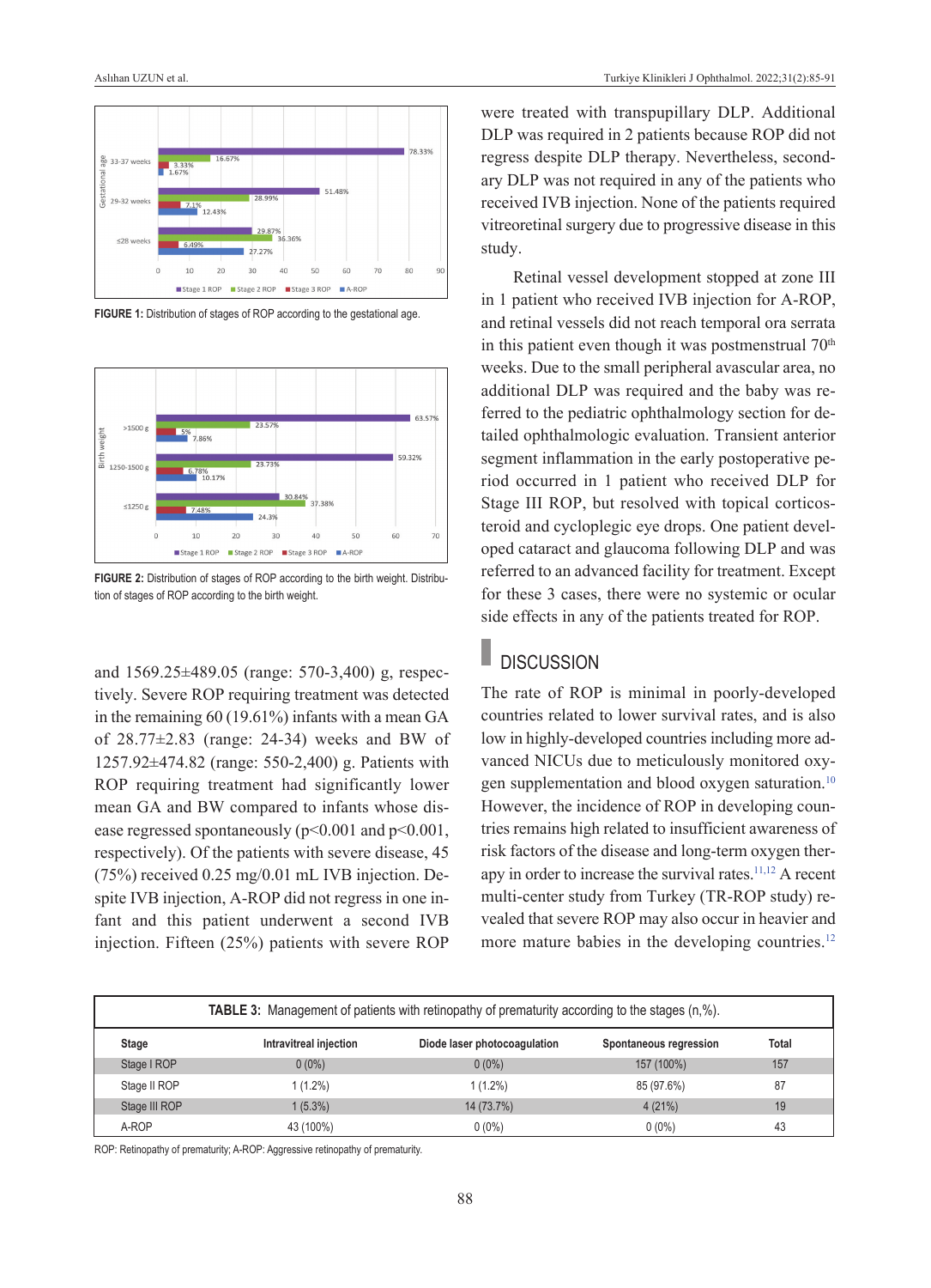FIGURE 1: Distribution of stages of ROP according to the gestational age.

FIGURE 2: Distribution of stages of ROP according to the birth weight. Distribution of stages of ROP according to the birth weight.

and 1569.25±489.05 (range: 570-3,400) g, respectively. Severe ROP requiring treatment was detected in the remaining 60 (19.61%) infants with a mean GA of 28.77±2.83 (range: 24-34) weeks and BW of 1257.92±474.82 (range: 550-2,400) g. Patients with ROP requiring treatment had significantly lower mean GA and BW compared to infants whose disease regressed spontaneously ($p<0.001$ and $p<0.001$, respectively). Of the patients with severe disease, 45 (75%) received 0.25 mg/0.01 mL IVB injection. Despite IVB injection, A-ROP did not regress in one infant and this patient underwent a second IVB injection. Fifteen (25%) patients with severe ROP were treated with transpupillary DLP. Additional DLP was required in 2 patients because ROP did not regress despite DLP therapy. Nevertheless, secondary DLP was not required in any of the patients who received IVB injection. None of the patients required vitreoretinal surgery due to progressive disease in this study.

Retinal vessel development stopped at zone III in 1 patient who received IVB injection for A-ROP, and retinal vessels did not reach temporal ora serrata in this patient even though it was postmenstrual 70th weeks. Due to the small peripheral avascular area, no additional DLP was required and the baby was referred to the pediatric ophthalmology section for detailed ophthalmologic evaluation. Transient anterior segment inflammation in the early postoperative period occurred in 1 patient who received DLP for Stage III ROP, but resolved with topical corticosteroid and cycloplegic eye drops. One patient developed cataract and glaucoma following DLP and was referred to an advanced facility for treatment. Except for these 3 cases, there were no systemic or ocular side effects in any of the patients treated for ROP.

## DISCUSSION

The rate of ROP is minimal in poorly-developed countries related to lower survival rates, and is also low in highly-developed countries including more advanced NICUs due to meticulously monitored oxygen supplementation and blood oxygen saturation.[10] However, the incidence of ROP in developing countries remains high related to insufficient awareness of risk factors of the disease and long-term oxygen therapy in order to increase the survival rates.[11,12] A recent multi-center study from Turkey (TR-ROP study) revealed that severe ROP may also occur in heavier and more mature babies in the developing countries.[12]

**TABLE 3:** Management of patients with retinopathy of prematurity according to the stages (n,%).

| Stage | Intravitreal injection | Diode laser photocoagulation | Spontaneous regression | Total |
|---|---|---|---|---|
| Stage I ROP | 0 (0%) | 0 (0%) | 157 (100%) | 157 |
| Stage II ROP | 1 (1.2%) | 1 (1.2%) | 85 (97.6%) | 87 |
| Stage III ROP | 1 (5.3%) | 14 (73.7%) | 4 (21%) | 19 |
| A-ROP | 43 (100%) | 0 (0%) | 0 (0%) | 43 |

ROP: Retinopathy of prematurity; A-ROP: Aggressive retinopathy of prematurity.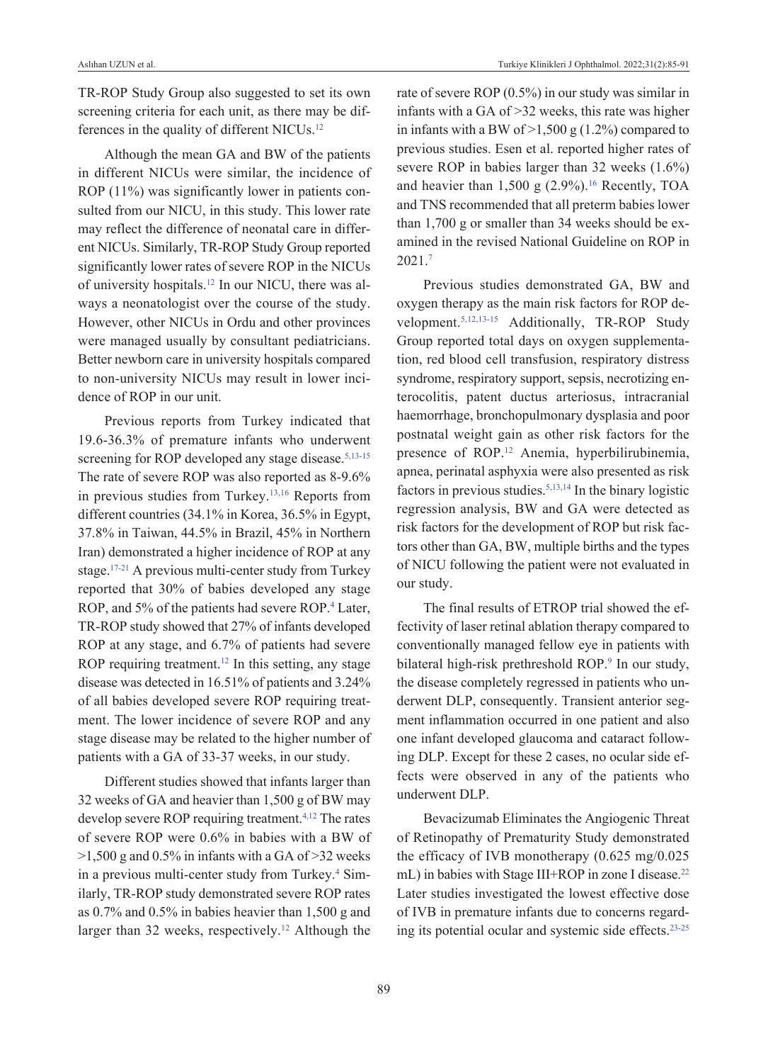TR-ROP Study Group also suggested to set its own screening criteria for each unit, as there may be differences in the quality of different NICUs.[12]

Although the mean GA and BW of the patients in different NICUs were similar, the incidence of ROP (11%) was significantly lower in patients consulted from our NICU, in this study. This lower rate may reflect the difference of neonatal care in different NICUs. Similarly, TR-ROP Study Group reported significantly lower rates of severe ROP in the NICUs of university hospitals.[12] In our NICU, there was always a neonatologist over the course of the study. However, other NICUs in Ordu and other provinces were managed usually by consultant pediatricians. Better newborn care in university hospitals compared to non-university NICUs may result in lower incidence of ROP in our unit.

Previous reports from Turkey indicated that 19.6-36.3% of premature infants who underwent screening for ROP developed any stage disease.[5,13-15] The rate of severe ROP was also reported as 8-9.6% in previous studies from Turkey.[13,16] Reports from different countries (34.1% in Korea, 36.5% in Egypt, 37.8% in Taiwan, 44.5% in Brazil, 45% in Northern Iran) demonstrated a higher incidence of ROP at any stage.[17-21] A previous multi-center study from Turkey reported that 30% of babies developed any stage ROP, and 5% of the patients had severe ROP.[4] Later, TR-ROP study showed that 27% of infants developed ROP at any stage, and 6.7% of patients had severe ROP requiring treatment.[12] In this setting, any stage disease was detected in 16.51% of patients and 3.24% of all babies developed severe ROP requiring treatment. The lower incidence of severe ROP and any stage disease may be related to the higher number of patients with a GA of 33-37 weeks, in our study.

Different studies showed that infants larger than 32 weeks of GA and heavier than 1,500 g of BW may develop severe ROP requiring treatment.[4,12] The rates of severe ROP were 0.6% in babies with a BW of >1,500 g and 0.5% in infants with a GA of >32 weeks in a previous multi-center study from Turkey.[4] Similarly, TR-ROP study demonstrated severe ROP rates as 0.7% and 0.5% in babies heavier than 1,500 g and larger than 32 weeks, respectively.[12] Although the rate of severe ROP (0.5%) in our study was similar in infants with a GA of >32 weeks, this rate was higher in infants with a BW of >1,500 g (1.2%) compared to previous studies. Esen et al. reported higher rates of severe ROP in babies larger than 32 weeks (1.6%) and heavier than 1,500 g (2.9%).[16] Recently, TOA and TNS recommended that all preterm babies lower than 1,700 g or smaller than 34 weeks should be examined in the revised National Guideline on ROP in 2021.[7]

Previous studies demonstrated GA, BW and oxygen therapy as the main risk factors for ROP development.[5,12,13-15] Additionally, TR-ROP Study Group reported total days on oxygen supplementation, red blood cell transfusion, respiratory distress syndrome, respiratory support, sepsis, necrotizing enterocolitis, patent ductus arteriosus, intracranial haemorrhage, bronchopulmonary dysplasia and poor postnatal weight gain as other risk factors for the presence of ROP.[12] Anemia, hyperbilirubinemia, apnea, perinatal asphyxia were also presented as risk factors in previous studies.[5,13,14] In the binary logistic regression analysis, BW and GA were detected as risk factors for the development of ROP but risk factors other than GA, BW, multiple births and the types of NICU following the patient were not evaluated in our study.

The final results of ETROP trial showed the effectivity of laser retinal ablation therapy compared to conventionally managed fellow eye in patients with bilateral high-risk prethreshold ROP.[9] In our study, the disease completely regressed in patients who underwent DLP, consequently. Transient anterior segment inflammation occurred in one patient and also one infant developed glaucoma and cataract following DLP. Except for these 2 cases, no ocular side effects were observed in any of the patients who underwent DLP.

Bevacizumab Eliminates the Angiogenic Threat of Retinopathy of Prematurity Study demonstrated the efficacy of IVB monotherapy (0.625 mg/0.025 mL) in babies with Stage III+ROP in zone I disease.[22] Later studies investigated the lowest effective dose of IVB in premature infants due to concerns regarding its potential ocular and systemic side effects.[23-25]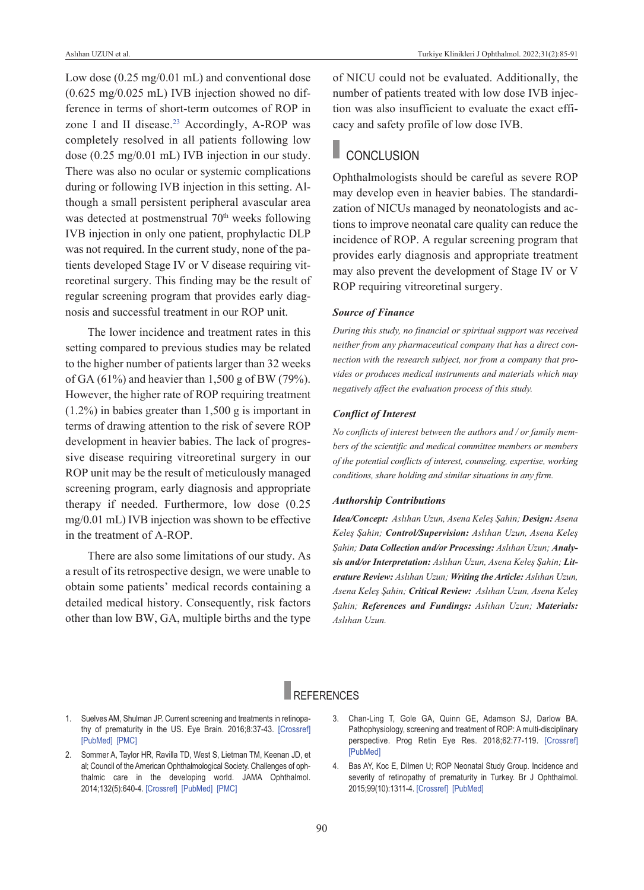Low dose (0.25 mg/0.01 mL) and conventional dose (0.625 mg/0.025 mL) IVB injection showed no difference in terms of short-term outcomes of ROP in zone I and II disease.[23] Accordingly, A-ROP was completely resolved in all patients following low dose (0.25 mg/0.01 mL) IVB injection in our study. There was also no ocular or systemic complications during or following IVB injection in this setting. Although a small persistent peripheral avascular area was detected at postmenstrual 70[th] weeks following IVB injection in only one patient, prophylactic DLP was not required. In the current study, none of the patients developed Stage IV or V disease requiring vitreoretinal surgery. This finding may be the result of regular screening program that provides early diagnosis and successful treatment in our ROP unit.

The lower incidence and treatment rates in this setting compared to previous studies may be related to the higher number of patients larger than 32 weeks of GA (61%) and heavier than 1,500 g of BW (79%). However, the higher rate of ROP requiring treatment (1.2%) in babies greater than 1,500 g is important in terms of drawing attention to the risk of severe ROP development in heavier babies. The lack of progressive disease requiring vitreoretinal surgery in our ROP unit may be the result of meticulously managed screening program, early diagnosis and appropriate therapy if needed. Furthermore, low dose (0.25 mg/0.01 mL) IVB injection was shown to be effective in the treatment of A-ROP.

There are also some limitations of our study. As a result of its retrospective design, we were unable to obtain some patients' medical records containing a detailed medical history. Consequently, risk factors other than low BW, GA, multiple births and the type of NICU could not be evaluated. Additionally, the number of patients treated with low dose IVB injection was also insufficient to evaluate the exact efficacy and safety profile of low dose IVB.

## CONCLUSION

Ophthalmologists should be careful as severe ROP may develop even in heavier babies. The standardization of NICUs managed by neonatologists and actions to improve neonatal care quality can reduce the incidence of ROP. A regular screening program that provides early diagnosis and appropriate treatment may also prevent the development of Stage IV or V ROP requiring vitreoretinal surgery.

### *Source of Finance*

*During this study, no financial or spiritual support was received neither from any pharmaceutical company that has a direct connection with the research subject, nor from a company that provides or produces medical instruments and materials which may negatively affect the evaluation process of this study.*

### *Conflict of Interest*

*No conflicts of interest between the authors and / or family members of the scientific and medical committee members or members of the potential conflicts of interest, counseling, expertise, working conditions, share holding and similar situations in any firm.*

### *Authorship Contributions*

***Idea/Concept:*** *Aslıhan Uzun, Asena Keleş Şahin;* ***Design:*** *Asena Keleş Şahin;* ***Control/Supervision:*** *Aslıhan Uzun, Asena Keleş Şahin;* ***Data Collection and/or Processing:*** *Aslıhan Uzun;* ***Analysis and/or Interpretation:*** *Aslıhan Uzun, Asena Keleş Şahin;* ***Literature Review:*** *Aslıhan Uzun;* ***Writing the Article:*** *Aslıhan Uzun, Asena Keleş Şahin;* ***Critical Review:*** *Aslıhan Uzun, Asena Keleş Şahin;* ***References and Fundings:*** *Aslıhan Uzun;* ***Materials:*** *Aslıhan Uzun.*

## REFERENCES

1. Suelves AM, Shulman JP. Current screening and treatments in retinopathy of prematurity in the US. Eye Brain. 2016;8:37-43. [Crossref] [PubMed] [PMC]
2. Sommer A, Taylor HR, Ravilla TD, West S, Lietman TM, Keenan JD, et al; Council of the American Ophthalmological Society. Challenges of ophthalmic care in the developing world. JAMA Ophthalmol. 2014;132(5):640-4. [Crossref] [PubMed] [PMC]
3. Chan-Ling T, Gole GA, Quinn GE, Adamson SJ, Darlow BA. Pathophysiology, screening and treatment of ROP: A multi-disciplinary perspective. Prog Retin Eye Res. 2018;62:77-119. [Crossref] [PubMed]
4. Bas AY, Koc E, Dilmen U; ROP Neonatal Study Group. Incidence and severity of retinopathy of prematurity in Turkey. Br J Ophthalmol. 2015;99(10):1311-4. [Crossref] [PubMed]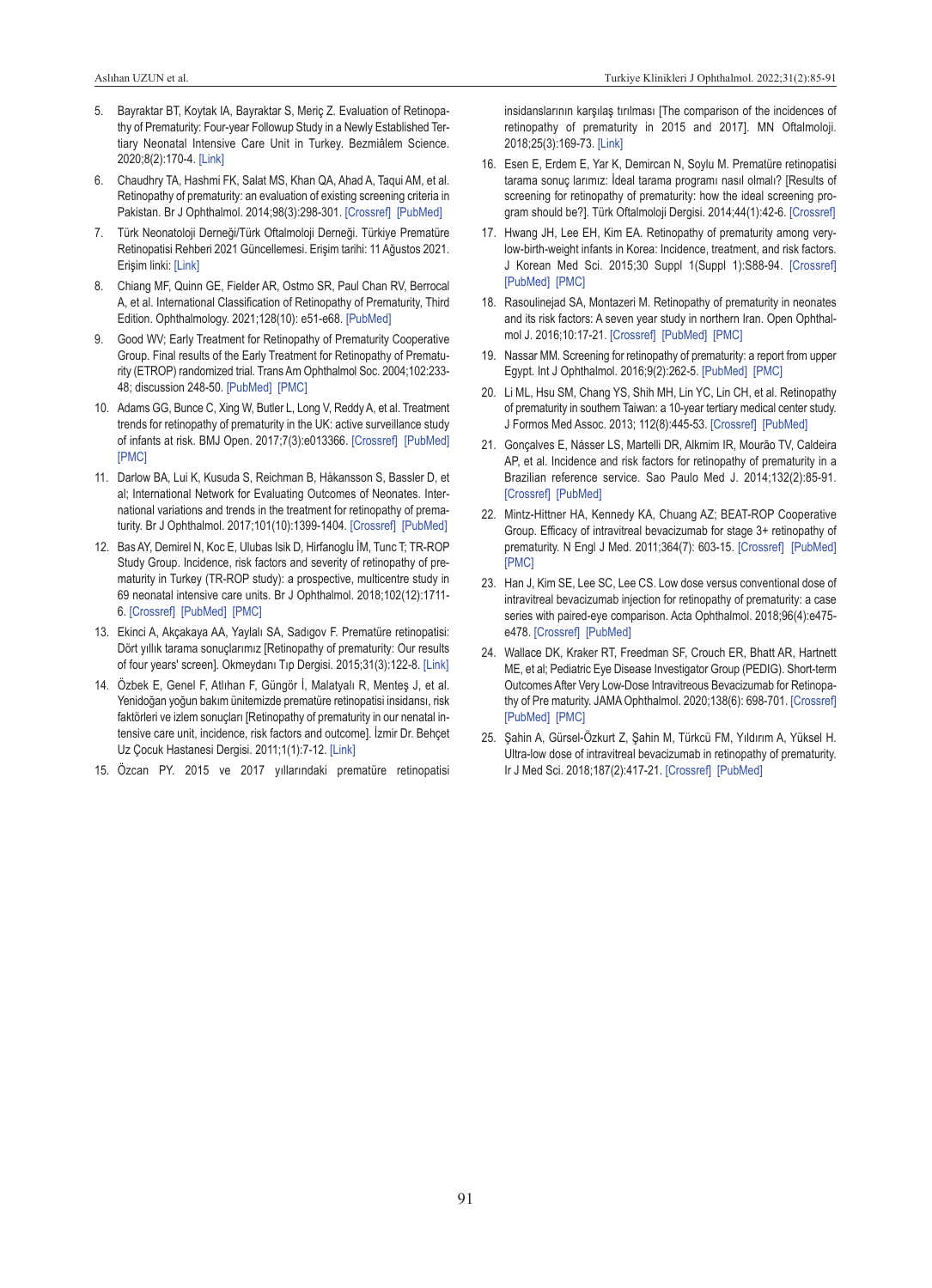5. Bayraktar BT, Koytak IA, Bayraktar S, Meriç Z. Evaluation of Retinopathy of Prematurity: Four-year Followup Study in a Newly Established Tertiary Neonatal Intensive Care Unit in Turkey. Bezmiâlem Science. 2020;8(2):170-4. [Link]

6. Chaudhry TA, Hashmi FK, Salat MS, Khan QA, Ahad A, Taqui AM, et al. Retinopathy of prematurity: an evaluation of existing screening criteria in Pakistan. Br J Ophthalmol. 2014;98(3):298-301. [Crossref] [PubMed]

7. Türk Neonatoloji Derneği/Türk Oftalmoloji Derneği. Türkiye Prematüre Retinopatisi Rehberi 2021 Güncellemesi. Erişim tarihi: 11 Ağustos 2021. Erişim linki: [Link]

8. Chiang MF, Quinn GE, Fielder AR, Ostmo SR, Paul Chan RV, Berrocal A, et al. International Classification of Retinopathy of Prematurity, Third Edition. Ophthalmology. 2021;128(10): e51-e68. [PubMed]

9. Good WV; Early Treatment for Retinopathy of Prematurity Cooperative Group. Final results of the Early Treatment for Retinopathy of Prematurity (ETROP) randomized trial. Trans Am Ophthalmol Soc. 2004;102:233-48; discussion 248-50. [PubMed] [PMC]

10. Adams GG, Bunce C, Xing W, Butler L, Long V, Reddy A, et al. Treatment trends for retinopathy of prematurity in the UK: active surveillance study of infants at risk. BMJ Open. 2017;7(3):e013366. [Crossref] [PubMed] [PMC]

11. Darlow BA, Lui K, Kusuda S, Reichman B, Håkansson S, Bassler D, et al; International Network for Evaluating Outcomes of Neonates. International variations and trends in the treatment for retinopathy of prematurity. Br J Ophthalmol. 2017;101(10):1399-1404. [Crossref] [PubMed]

12. Bas AY, Demirel N, Koc E, Ulubas Isik D, Hirfanoglu İM, Tunc T; TR-ROP Study Group. Incidence, risk factors and severity of retinopathy of prematurity in Turkey (TR-ROP study): a prospective, multicentre study in 69 neonatal intensive care units. Br J Ophthalmol. 2018;102(12):1711-6. [Crossref] [PubMed] [PMC]

13. Ekinci A, Akçakaya AA, Yaylalı SA, Sadıgov F. Prematüre retinopatisi: Dört yıllık tarama sonuçlarımız [Retinopathy of prematurity: Our results of four years' screen]. Okmeydanı Tıp Dergisi. 2015;31(3):122-8. [Link]

14. Özbek E, Genel F, Atlıhan F, Güngör İ, Malatyalı R, Menteş J, et al. Yenidoğan yoğun bakım ünitemizde prematüre retinopatisi insidansı, risk faktörleri ve izlem sonuçları [Retinopathy of prematurity in our nenatal intensive care unit, incidence, risk factors and outcome]. İzmir Dr. Behçet Uz Çocuk Hastanesi Dergisi. 2011;1(1):7-12. [Link]

15. Özcan PY. 2015 ve 2017 yıllarındaki prematüre retinopatisi insidanslarının karşılaş tırılması [The comparison of the incidences of retinopathy of prematurity in 2015 and 2017]. MN Oftalmoloji. 2018;25(3):169-73. [Link]

16. Esen E, Erdem E, Yar K, Demircan N, Soylu M. Prematüre retinopatisi tarama sonuç larımız: İdeal tarama programı nasıl olmalı? [Results of screening for retinopathy of prematurity: how the ideal screening program should be?]. Türk Oftalmoloji Dergisi. 2014;44(1):42-6. [Crossref]

17. Hwang JH, Lee EH, Kim EA. Retinopathy of prematurity among very-low-birth-weight infants in Korea: Incidence, treatment, and risk factors. J Korean Med Sci. 2015;30 Suppl 1(Suppl 1):S88-94. [Crossref] [PubMed] [PMC]

18. Rasoulinejad SA, Montazeri M. Retinopathy of prematurity in neonates and its risk factors: A seven year study in northern Iran. Open Ophthalmol J. 2016;10:17-21. [Crossref] [PubMed] [PMC]

19. Nassar MM. Screening for retinopathy of prematurity: a report from upper Egypt. Int J Ophthalmol. 2016;9(2):262-5. [PubMed] [PMC]

20. Li ML, Hsu SM, Chang YS, Shih MH, Lin YC, Lin CH, et al. Retinopathy of prematurity in southern Taiwan: a 10-year tertiary medical center study. J Formos Med Assoc. 2013; 112(8):445-53. [Crossref] [PubMed]

21. Gonçalves E, Násser LS, Martelli DR, Alkmim IR, Mourão TV, Caldeira AP, et al. Incidence and risk factors for retinopathy of prematurity in a Brazilian reference service. Sao Paulo Med J. 2014;132(2):85-91. [Crossref] [PubMed]

22. Mintz-Hittner HA, Kennedy KA, Chuang AZ; BEAT-ROP Cooperative Group. Efficacy of intravitreal bevacizumab for stage 3+ retinopathy of prematurity. N Engl J Med. 2011;364(7): 603-15. [Crossref] [PubMed] [PMC]

23. Han J, Kim SE, Lee SC, Lee CS. Low dose versus conventional dose of intravitreal bevacizumab injection for retinopathy of prematurity: a case series with paired-eye comparison. Acta Ophthalmol. 2018;96(4):e475-e478. [Crossref] [PubMed]

24. Wallace DK, Kraker RT, Freedman SF, Crouch ER, Bhatt AR, Hartnett ME, et al; Pediatric Eye Disease Investigator Group (PEDIG). Short-term Outcomes After Very Low-Dose Intravitreous Bevacizumab for Retinopathy of Pre maturity. JAMA Ophthalmol. 2020;138(6): 698-701. [Crossref] [PubMed] [PMC]

25. Şahin A, Gürsel-Özkurt Z, Şahin M, Türkcü FM, Yıldırım A, Yüksel H. Ultra-low dose of intravitreal bevacizumab in retinopathy of prematurity. Ir J Med Sci. 2018;187(2):417-21. [Crossref] [PubMed]